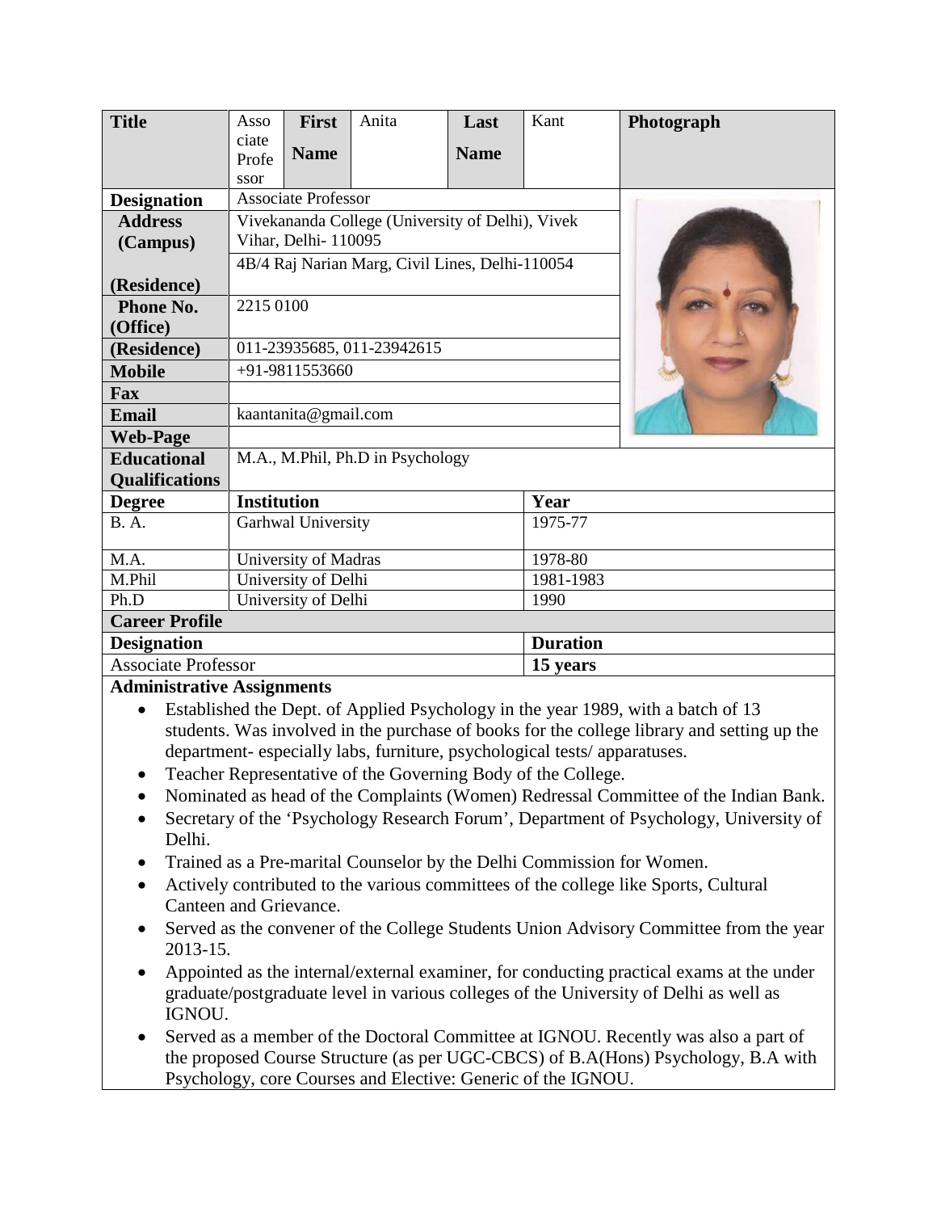| Title | Associate Professor | First Name | Anita | Last Name | Kant | Photograph |
|---|---|---|---|---|---|---|
| Designation | Associate Professor | | | | | |
| Address (Campus) | Vivekananda College (University of Delhi), Vivek Vihar, Delhi- 110095 | | | | | |
| (Residence) | 4B/4 Raj Narian Marg, Civil Lines, Delhi-110054 | | | | | |
| Phone No. (Office) | 2215 0100 | | | | | |
| (Residence) | 011-23935685, 011-23942615 | | | | | |
| Mobile | +91-9811553660 | | | | | |
| Fax | | | | | | |
| Email | kaantanita@gmail.com | | | | | |
| Web-Page | | | | | | |
| Educational Qualifications | M.A., M.Phil, Ph.D in Psychology | | | | | |

| Degree | Institution | Year |
|---|---|---|
| B. A. | Garhwal University | 1975-77 |
| M.A. | University of Madras | 1978-80 |
| M.Phil | University of Delhi | 1981-1983 |
| Ph.D | University of Delhi | 1990 |

**Career Profile**

| Designation | Duration |
|---|---|
| Associate Professor | **15 years** |

**Administrative Assignments**

- Established the Dept. of Applied Psychology in the year 1989, with a batch of 13 students. Was involved in the purchase of books for the college library and setting up the department- especially labs, furniture, psychological tests/ apparatuses.
- Teacher Representative of the Governing Body of the College.
- Nominated as head of the Complaints (Women) Redressal Committee of the Indian Bank.
- Secretary of the 'Psychology Research Forum', Department of Psychology, University of Delhi.
- Trained as a Pre-marital Counselor by the Delhi Commission for Women.
- Actively contributed to the various committees of the college like Sports, Cultural Canteen and Grievance.
- Served as the convener of the College Students Union Advisory Committee from the year 2013-15.
- Appointed as the internal/external examiner, for conducting practical exams at the under graduate/postgraduate level in various colleges of the University of Delhi as well as IGNOU.
- Served as a member of the Doctoral Committee at IGNOU. Recently was also a part of the proposed Course Structure (as per UGC-CBCS) of B.A(Hons) Psychology, B.A with Psychology, core Courses and Elective: Generic of the IGNOU.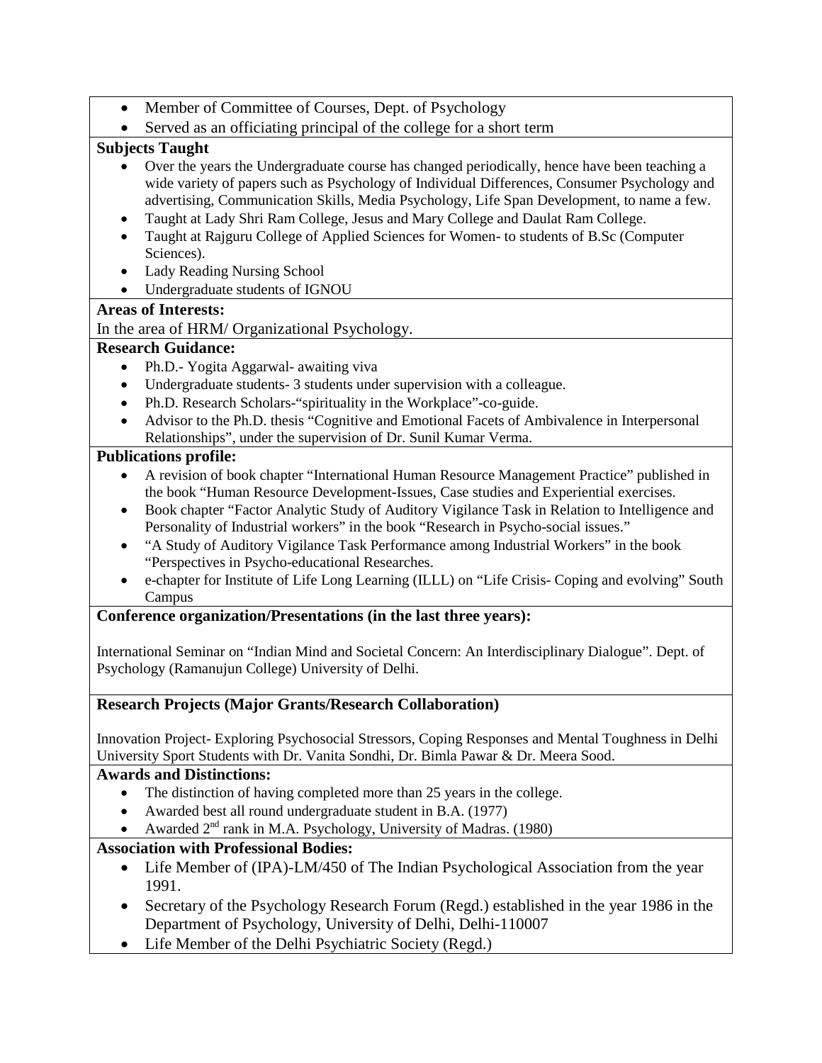- Member of Committee of Courses, Dept. of Psychology
- Served as an officiating principal of the college for a short term

**Subjects Taught**

- Over the years the Undergraduate course has changed periodically, hence have been teaching a wide variety of papers such as Psychology of Individual Differences, Consumer Psychology and advertising, Communication Skills, Media Psychology, Life Span Development, to name a few.
- Taught at Lady Shri Ram College, Jesus and Mary College and Daulat Ram College.
- Taught at Rajguru College of Applied Sciences for Women- to students of B.Sc (Computer Sciences).
- Lady Reading Nursing School
- Undergraduate students of IGNOU

**Areas of Interests:**

In the area of HRM/ Organizational Psychology.

**Research Guidance:**

- Ph.D.- Yogita Aggarwal- awaiting viva
- Undergraduate students- 3 students under supervision with a colleague.
- Ph.D. Research Scholars-"spirituality in the Workplace"-co-guide.
- Advisor to the Ph.D. thesis "Cognitive and Emotional Facets of Ambivalence in Interpersonal Relationships", under the supervision of Dr. Sunil Kumar Verma.

**Publications profile:**

- A revision of book chapter "International Human Resource Management Practice" published in the book "Human Resource Development-Issues, Case studies and Experiential exercises.
- Book chapter "Factor Analytic Study of Auditory Vigilance Task in Relation to Intelligence and Personality of Industrial workers" in the book "Research in Psycho-social issues."
- "A Study of Auditory Vigilance Task Performance among Industrial Workers" in the book "Perspectives in Psycho-educational Researches.
- e-chapter for Institute of Life Long Learning (ILLL) on "Life Crisis- Coping and evolving" South Campus

**Conference organization/Presentations (in the last three years):**

International Seminar on "Indian Mind and Societal Concern: An Interdisciplinary Dialogue". Dept. of Psychology (Ramanujun College) University of Delhi.

**Research Projects (Major Grants/Research Collaboration)**

Innovation Project- Exploring Psychosocial Stressors, Coping Responses and Mental Toughness in Delhi University Sport Students with Dr. Vanita Sondhi, Dr. Bimla Pawar & Dr. Meera Sood.

**Awards and Distinctions:**

- The distinction of having completed more than 25 years in the college.
- Awarded best all round undergraduate student in B.A. (1977)
- Awarded 2nd rank in M.A. Psychology, University of Madras. (1980)

**Association with Professional Bodies:**

- Life Member of (IPA)-LM/450 of The Indian Psychological Association from the year 1991.
- Secretary of the Psychology Research Forum (Regd.) established in the year 1986 in the Department of Psychology, University of Delhi, Delhi-110007
- Life Member of the Delhi Psychiatric Society (Regd.)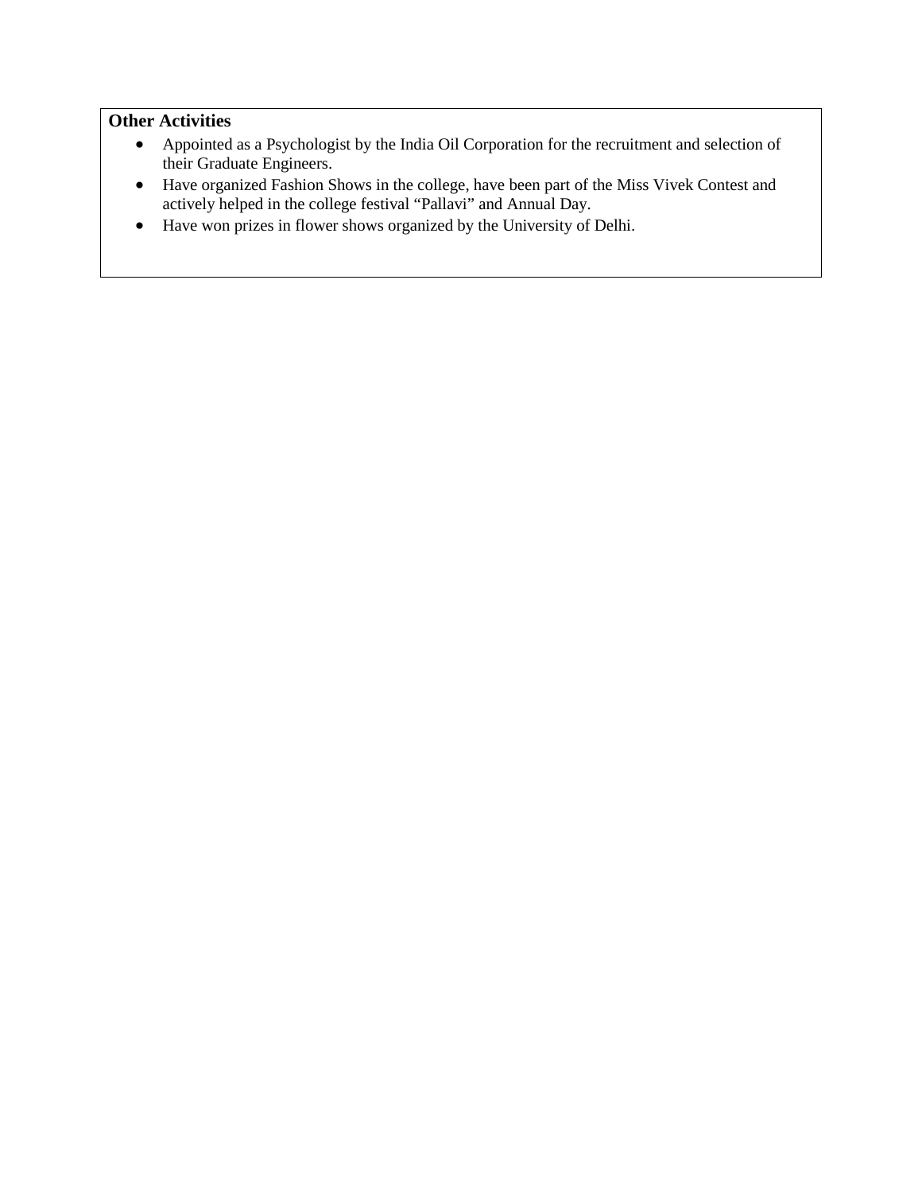**Other Activities**

- Appointed as a Psychologist by the India Oil Corporation for the recruitment and selection of their Graduate Engineers.
- Have organized Fashion Shows in the college, have been part of the Miss Vivek Contest and actively helped in the college festival "Pallavi" and Annual Day.
- Have won prizes in flower shows organized by the University of Delhi.